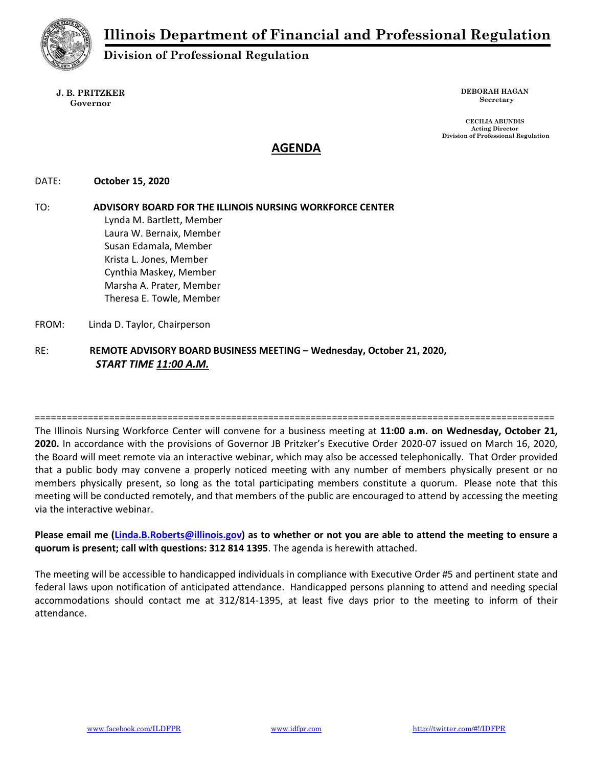# Illinois Department of Financial and Professional Regulation

## Division of Professional Regulation

**J. B. PRITZKER**
**Governor**

**DEBORAH HAGAN**
**Secretary**

**CECILIA ABUNDIS**
**Acting Director**
**Division of Professional Regulation**

## AGENDA

DATE: **October 15, 2020**

TO: **ADVISORY BOARD FOR THE ILLINOIS NURSING WORKFORCE CENTER**
Lynda M. Bartlett, Member
Laura W. Bernaix, Member
Susan Edamala, Member
Krista L. Jones, Member
Cynthia Maskey, Member
Marsha A. Prater, Member
Theresa E. Towle, Member

FROM: Linda D. Taylor, Chairperson

RE: **REMOTE ADVISORY BOARD BUSINESS MEETING – Wednesday, October 21, 2020,** ***START TIME 11:00 A.M.***

=====================================================================================================

The Illinois Nursing Workforce Center will convene for a business meeting at **11:00 a.m. on Wednesday, October 21, 2020.** In accordance with the provisions of Governor JB Pritzker's Executive Order 2020-07 issued on March 16, 2020, the Board will meet remote via an interactive webinar, which may also be accessed telephonically. That Order provided that a public body may convene a properly noticed meeting with any number of members physically present or no members physically present, so long as the total participating members constitute a quorum. Please note that this meeting will be conducted remotely, and that members of the public are encouraged to attend by accessing the meeting via the interactive webinar.

**Please email me (Linda.B.Roberts@illinois.gov) as to whether or not you are able to attend the meeting to ensure a quorum is present; call with questions: 312 814 1395**. The agenda is herewith attached.

The meeting will be accessible to handicapped individuals in compliance with Executive Order #5 and pertinent state and federal laws upon notification of anticipated attendance. Handicapped persons planning to attend and needing special accommodations should contact me at 312/814-1395, at least five days prior to the meeting to inform of their attendance.

www.facebook.com/ILDFPR www.idfpr.com http://twitter.com/#!/IDFPR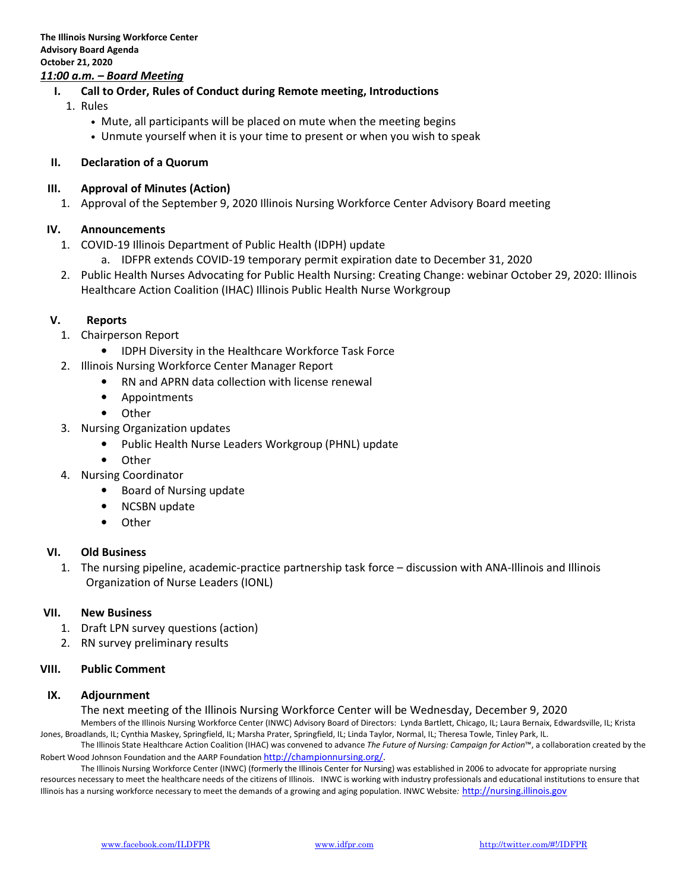**The Illinois Nursing Workforce Center**
**Advisory Board Agenda**
**October 21, 2020**
***11:00 a.m. – Board Meeting***

**I. Call to Order, Rules of Conduct during Remote meeting, Introductions**

1. Rules
   - Mute, all participants will be placed on mute when the meeting begins
   - Unmute yourself when it is your time to present or when you wish to speak

**II. Declaration of a Quorum**

**III. Approval of Minutes (Action)**

1. Approval of the September 9, 2020 Illinois Nursing Workforce Center Advisory Board meeting

**IV. Announcements**

1. COVID-19 Illinois Department of Public Health (IDPH) update
   a. IDFPR extends COVID-19 temporary permit expiration date to December 31, 2020
2. Public Health Nurses Advocating for Public Health Nursing: Creating Change: webinar October 29, 2020: Illinois Healthcare Action Coalition (IHAC) Illinois Public Health Nurse Workgroup

**V. Reports**

1. Chairperson Report
   - IDPH Diversity in the Healthcare Workforce Task Force
2. Illinois Nursing Workforce Center Manager Report
   - RN and APRN data collection with license renewal
   - Appointments
   - Other
3. Nursing Organization updates
   - Public Health Nurse Leaders Workgroup (PHNL) update
   - Other
4. Nursing Coordinator
   - Board of Nursing update
   - NCSBN update
   - Other

**VI. Old Business**

1. The nursing pipeline, academic-practice partnership task force – discussion with ANA-Illinois and Illinois Organization of Nurse Leaders (IONL)

**VII. New Business**

1. Draft LPN survey questions (action)
2. RN survey preliminary results

**VIII. Public Comment**

**IX. Adjournment**

The next meeting of the Illinois Nursing Workforce Center will be Wednesday, December 9, 2020

Members of the Illinois Nursing Workforce Center (INWC) Advisory Board of Directors: Lynda Bartlett, Chicago, IL; Laura Bernaix, Edwardsville, IL; Krista Jones, Broadlands, IL; Cynthia Maskey, Springfield, IL; Marsha Prater, Springfield, IL; Linda Taylor, Normal, IL; Theresa Towle, Tinley Park, IL.

The Illinois State Healthcare Action Coalition (IHAC) was convened to advance *The Future of Nursing: Campaign for Action*™, a collaboration created by the Robert Wood Johnson Foundation and the AARP Foundation http://championnursing.org/.

The Illinois Nursing Workforce Center (INWC) (formerly the Illinois Center for Nursing) was established in 2006 to advocate for appropriate nursing resources necessary to meet the healthcare needs of the citizens of Illinois. INWC is working with industry professionals and educational institutions to ensure that Illinois has a nursing workforce necessary to meet the demands of a growing and aging population. INWC Website: http://nursing.illinois.gov

www.facebook.com/ILDFPR www.idfpr.com http://twitter.com/#!/IDFPR